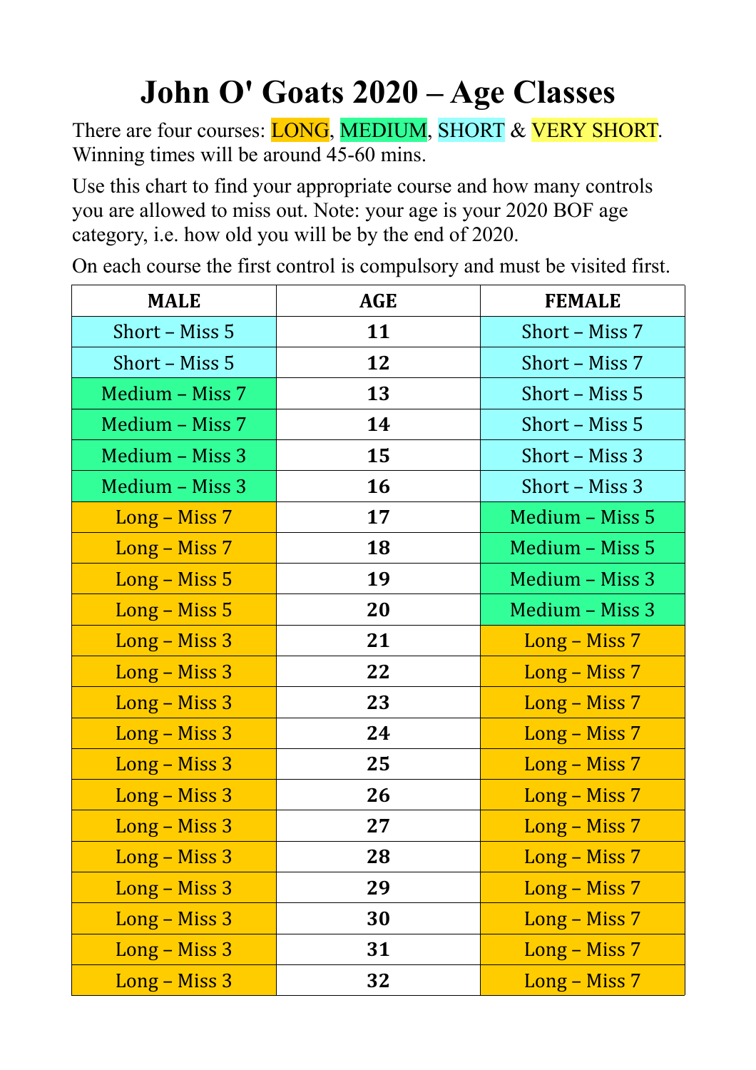# John O' Goats 2020 – Age Classes

There are four courses: LONG, MEDIUM, SHORT & VERY SHORT. Winning times will be around 45-60 mins.

Use this chart to find your appropriate course and how many controls you are allowed to miss out. Note: your age is your 2020 BOF age category, i.e. how old you will be by the end of 2020.

On each course the first control is compulsory and must be visited first.

| MALE | AGE | FEMALE |
|---|---|---|
| Short – Miss 5 | **11** | Short – Miss 7 |
| Short – Miss 5 | **12** | Short – Miss 7 |
| Medium – Miss 7 | **13** | Short – Miss 5 |
| Medium – Miss 7 | **14** | Short – Miss 5 |
| Medium – Miss 3 | **15** | Short – Miss 3 |
| Medium – Miss 3 | **16** | Short – Miss 3 |
| Long – Miss 7 | **17** | Medium – Miss 5 |
| Long – Miss 7 | **18** | Medium – Miss 5 |
| Long – Miss 5 | **19** | Medium – Miss 3 |
| Long – Miss 5 | **20** | Medium – Miss 3 |
| Long – Miss 3 | **21** | Long – Miss 7 |
| Long – Miss 3 | **22** | Long – Miss 7 |
| Long – Miss 3 | **23** | Long – Miss 7 |
| Long – Miss 3 | **24** | Long – Miss 7 |
| Long – Miss 3 | **25** | Long – Miss 7 |
| Long – Miss 3 | **26** | Long – Miss 7 |
| Long – Miss 3 | **27** | Long – Miss 7 |
| Long – Miss 3 | **28** | Long – Miss 7 |
| Long – Miss 3 | **29** | Long – Miss 7 |
| Long – Miss 3 | **30** | Long – Miss 7 |
| Long – Miss 3 | **31** | Long – Miss 7 |
| Long – Miss 3 | **32** | Long – Miss 7 |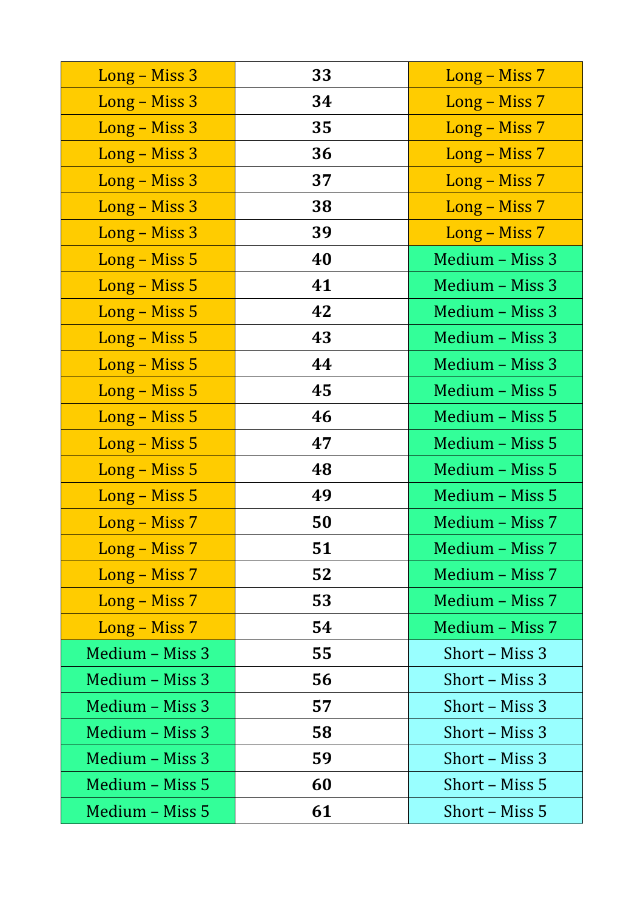| Long – Miss 3 | **33** | Long – Miss 7 |
|---|---|---|
| Long – Miss 3 | **34** | Long – Miss 7 |
| Long – Miss 3 | **35** | Long – Miss 7 |
| Long – Miss 3 | **36** | Long – Miss 7 |
| Long – Miss 3 | **37** | Long – Miss 7 |
| Long – Miss 3 | **38** | Long – Miss 7 |
| Long – Miss 3 | **39** | Long – Miss 7 |
| Long – Miss 5 | **40** | Medium – Miss 3 |
| Long – Miss 5 | **41** | Medium – Miss 3 |
| Long – Miss 5 | **42** | Medium – Miss 3 |
| Long – Miss 5 | **43** | Medium – Miss 3 |
| Long – Miss 5 | **44** | Medium – Miss 3 |
| Long – Miss 5 | **45** | Medium – Miss 5 |
| Long – Miss 5 | **46** | Medium – Miss 5 |
| Long – Miss 5 | **47** | Medium – Miss 5 |
| Long – Miss 5 | **48** | Medium – Miss 5 |
| Long – Miss 5 | **49** | Medium – Miss 5 |
| Long – Miss 7 | **50** | Medium – Miss 7 |
| Long – Miss 7 | **51** | Medium – Miss 7 |
| Long – Miss 7 | **52** | Medium – Miss 7 |
| Long – Miss 7 | **53** | Medium – Miss 7 |
| Long – Miss 7 | **54** | Medium – Miss 7 |
| Medium – Miss 3 | **55** | Short – Miss 3 |
| Medium – Miss 3 | **56** | Short – Miss 3 |
| Medium – Miss 3 | **57** | Short – Miss 3 |
| Medium – Miss 3 | **58** | Short – Miss 3 |
| Medium – Miss 3 | **59** | Short – Miss 3 |
| Medium – Miss 5 | **60** | Short – Miss 5 |
| Medium – Miss 5 | **61** | Short – Miss 5 |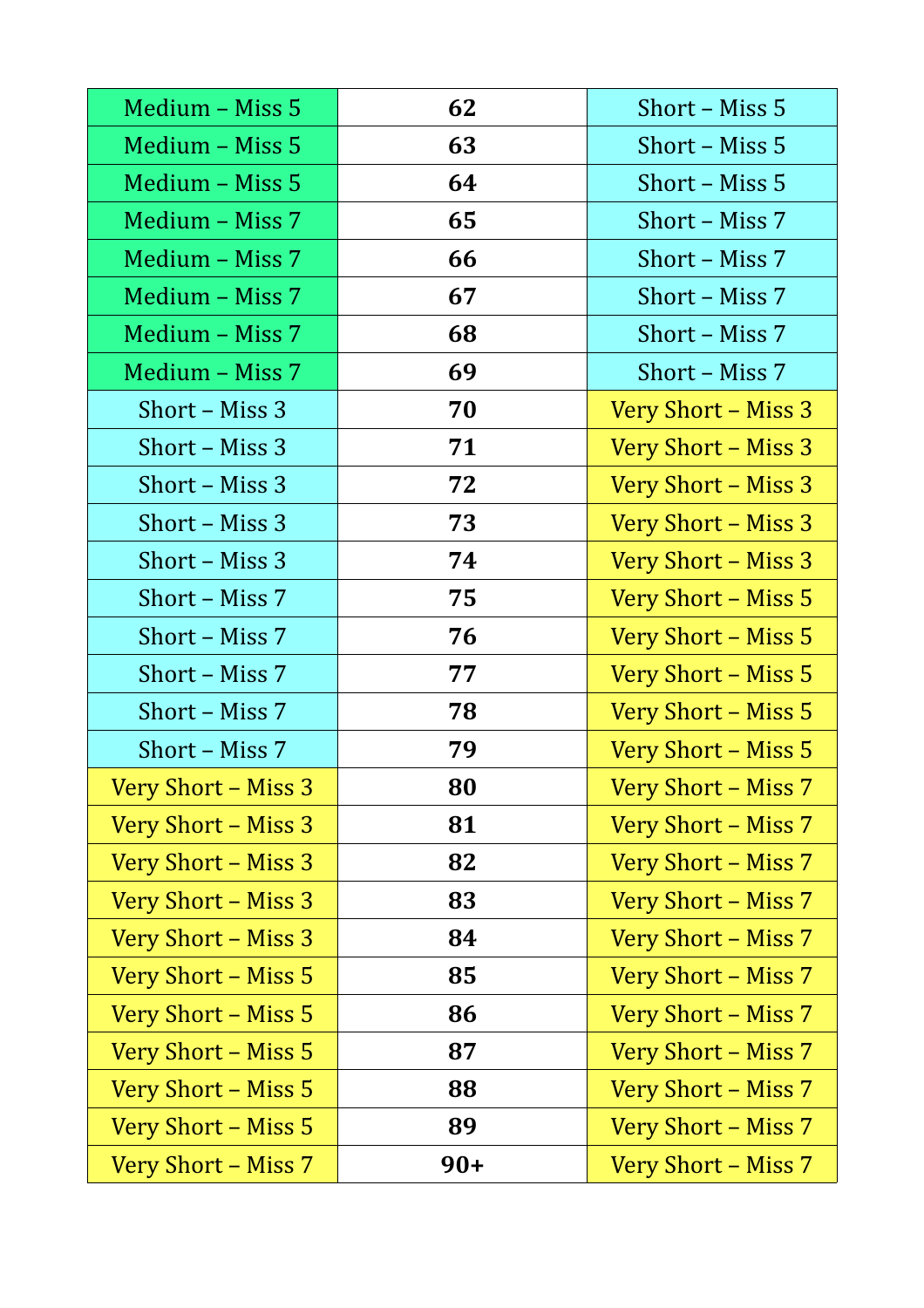| | | |
|---|---|---|
| Medium – Miss 5 | **62** | Short – Miss 5 |
| Medium – Miss 5 | **63** | Short – Miss 5 |
| Medium – Miss 5 | **64** | Short – Miss 5 |
| Medium – Miss 7 | **65** | Short – Miss 7 |
| Medium – Miss 7 | **66** | Short – Miss 7 |
| Medium – Miss 7 | **67** | Short – Miss 7 |
| Medium – Miss 7 | **68** | Short – Miss 7 |
| Medium – Miss 7 | **69** | Short – Miss 7 |
| Short – Miss 3 | **70** | Very Short – Miss 3 |
| Short – Miss 3 | **71** | Very Short – Miss 3 |
| Short – Miss 3 | **72** | Very Short – Miss 3 |
| Short – Miss 3 | **73** | Very Short – Miss 3 |
| Short – Miss 3 | **74** | Very Short – Miss 3 |
| Short – Miss 7 | **75** | Very Short – Miss 5 |
| Short – Miss 7 | **76** | Very Short – Miss 5 |
| Short – Miss 7 | **77** | Very Short – Miss 5 |
| Short – Miss 7 | **78** | Very Short – Miss 5 |
| Short – Miss 7 | **79** | Very Short – Miss 5 |
| Very Short – Miss 3 | **80** | Very Short – Miss 7 |
| Very Short – Miss 3 | **81** | Very Short – Miss 7 |
| Very Short – Miss 3 | **82** | Very Short – Miss 7 |
| Very Short – Miss 3 | **83** | Very Short – Miss 7 |
| Very Short – Miss 3 | **84** | Very Short – Miss 7 |
| Very Short – Miss 5 | **85** | Very Short – Miss 7 |
| Very Short – Miss 5 | **86** | Very Short – Miss 7 |
| Very Short – Miss 5 | **87** | Very Short – Miss 7 |
| Very Short – Miss 5 | **88** | Very Short – Miss 7 |
| Very Short – Miss 5 | **89** | Very Short – Miss 7 |
| Very Short – Miss 7 | **90+** | Very Short – Miss 7 |